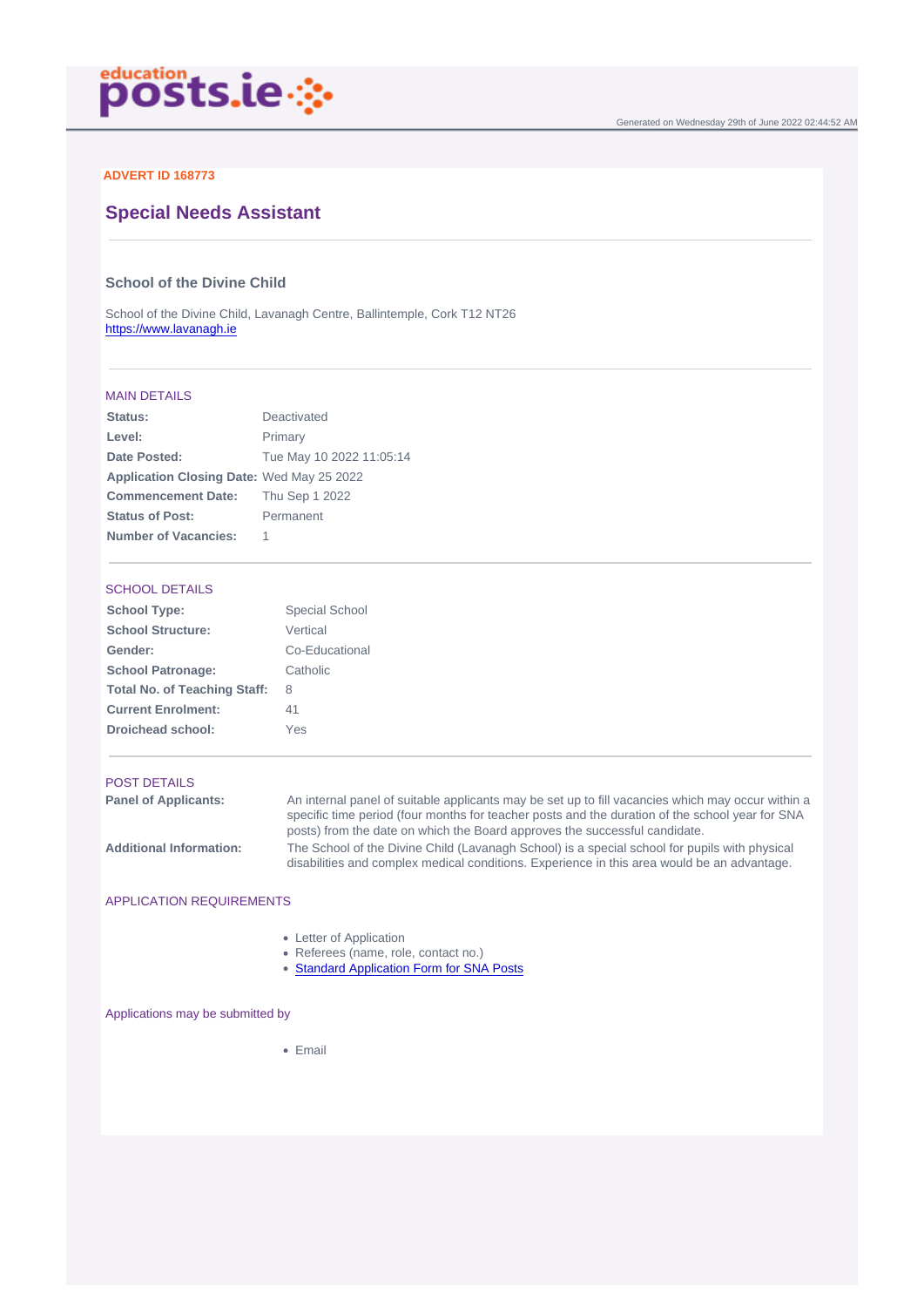ADVERT ID 168773

# Special Needs Assistant

## School of the Divine Child

School of the Divine Child, Lavanagh Centre, Ballintemple, Cork T12 NT26
https://www.lavanagh.ie

### MAIN DETAILS

| | |
|---|---|
| **Status:** | Deactivated |
| **Level:** | Primary |
| **Date Posted:** | Tue May 10 2022 11:05:14 |
| **Application Closing Date:** | Wed May 25 2022 |
| **Commencement Date:** | Thu Sep 1 2022 |
| **Status of Post:** | Permanent |
| **Number of Vacancies:** | 1 |

### SCHOOL DETAILS

| | |
|---|---|
| **School Type:** | Special School |
| **School Structure:** | Vertical |
| **Gender:** | Co-Educational |
| **School Patronage:** | Catholic |
| **Total No. of Teaching Staff:** | 8 |
| **Current Enrolment:** | 41 |
| **Droichead school:** | Yes |

### POST DETAILS

| | |
|---|---|
| **Panel of Applicants:** | An internal panel of suitable applicants may be set up to fill vacancies which may occur within a specific time period (four months for teacher posts and the duration of the school year for SNA posts) from the date on which the Board approves the successful candidate. |
| **Additional Information:** | The School of the Divine Child (Lavanagh School) is a special school for pupils with physical disabilities and complex medical conditions. Experience in this area would be an advantage. |

### APPLICATION REQUIREMENTS

- Letter of Application
- Referees (name, role, contact no.)
- Standard Application Form for SNA Posts

### Applications may be submitted by

- Email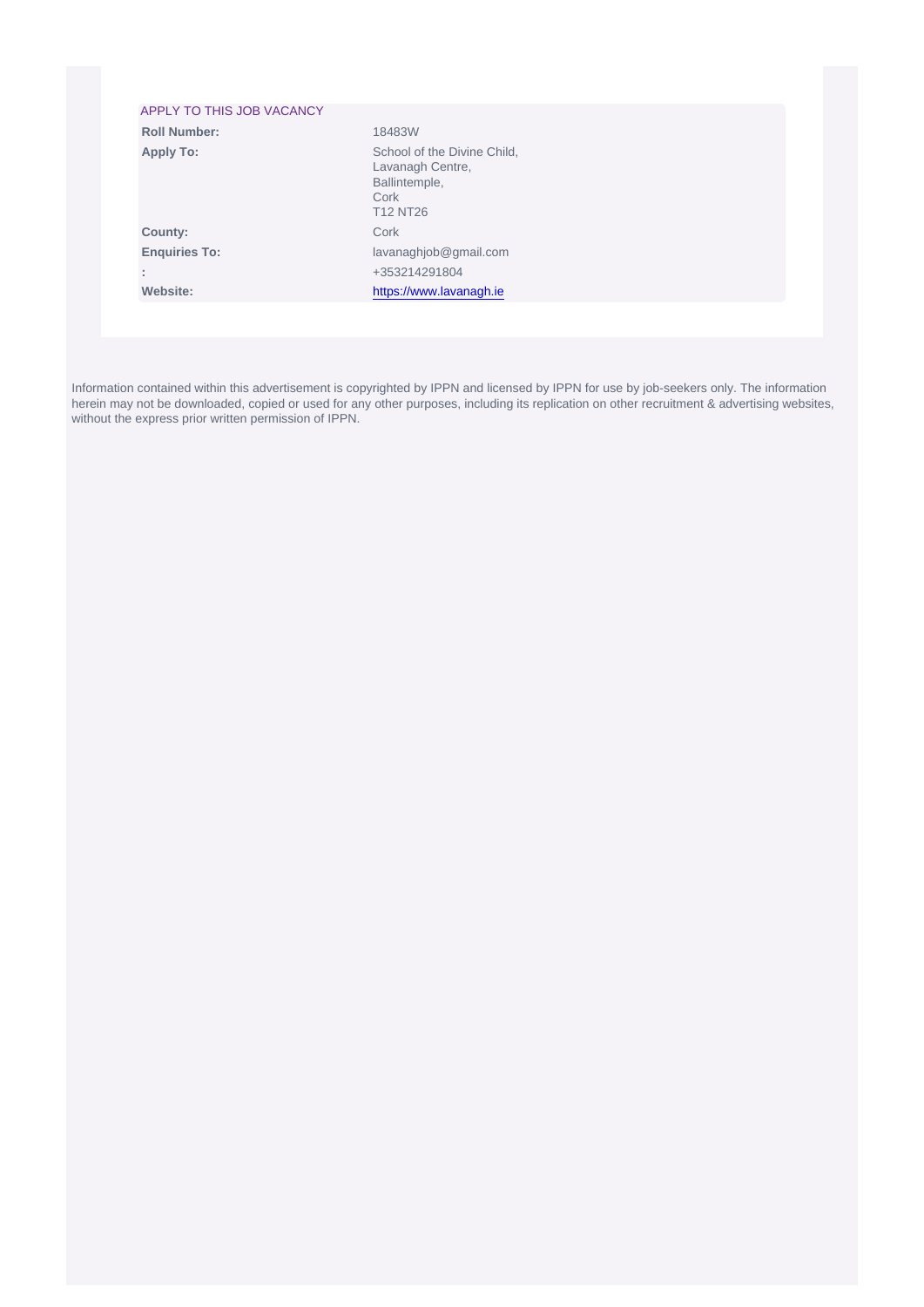APPLY TO THIS JOB VACANCY

| | |
|---|---|
| **Roll Number:** | 18483W |
| **Apply To:** | School of the Divine Child,<br>Lavanagh Centre,<br>Ballintemple,<br>Cork<br>T12 NT26 |
| **County:** | Cork |
| **Enquiries To:** | lavanaghjob@gmail.com |
| **:** | +353214291804 |
| **Website:** | https://www.lavanagh.ie |

Information contained within this advertisement is copyrighted by IPPN and licensed by IPPN for use by job-seekers only. The information herein may not be downloaded, copied or used for any other purposes, including its replication on other recruitment & advertising websites, without the express prior written permission of IPPN.